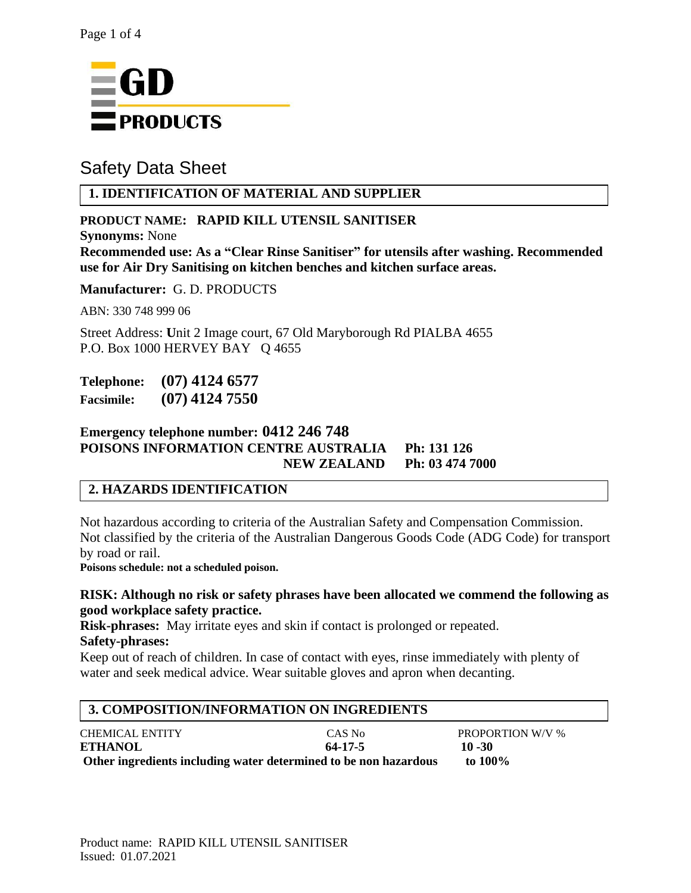GD PRODUCTS

# Safety Data Sheet

## 1. IDENTIFICATION OF MATERIAL AND SUPPLIER

**PRODUCT NAME: RAPID KILL UTENSIL SANITISER**

**Synonyms:** None

**Recommended use: As a "Clear Rinse Sanitiser" for utensils after washing. Recommended use for Air Dry Sanitising on kitchen benches and kitchen surface areas.**

**Manufacturer:** G. D. PRODUCTS

ABN: 330 748 999 06

Street Address: **U**nit 2 Image court, 67 Old Maryborough Rd PIALBA 4655
P.O. Box 1000 HERVEY BAY Q 4655

**Telephone: (07) 4124 6577**
**Facsimile: (07) 4124 7550**

**Emergency telephone number: 0412 246 748**
**POISONS INFORMATION CENTRE AUSTRALIA Ph: 131 126**
**NEW ZEALAND Ph: 03 474 7000**

## 2. HAZARDS IDENTIFICATION

Not hazardous according to criteria of the Australian Safety and Compensation Commission.
Not classified by the criteria of the Australian Dangerous Goods Code (ADG Code) for transport by road or rail.

**Poisons schedule: not a scheduled poison.**

**RISK: Although no risk or safety phrases have been allocated we commend the following as good workplace safety practice.**

**Risk-phrases:** May irritate eyes and skin if contact is prolonged or repeated.

**Safety-phrases:**

Keep out of reach of children. In case of contact with eyes, rinse immediately with plenty of water and seek medical advice. Wear suitable gloves and apron when decanting.

## 3. COMPOSITION/INFORMATION ON INGREDIENTS

| CHEMICAL ENTITY | CAS No | PROPORTION W/V % |
|---|---|---|
| **ETHANOL** | **64-17-5** | **10 -30** |
| **Other ingredients including water determined to be non hazardous** | | **to 100%** |

Product name: RAPID KILL UTENSIL SANITISER
Issued: 01.07.2021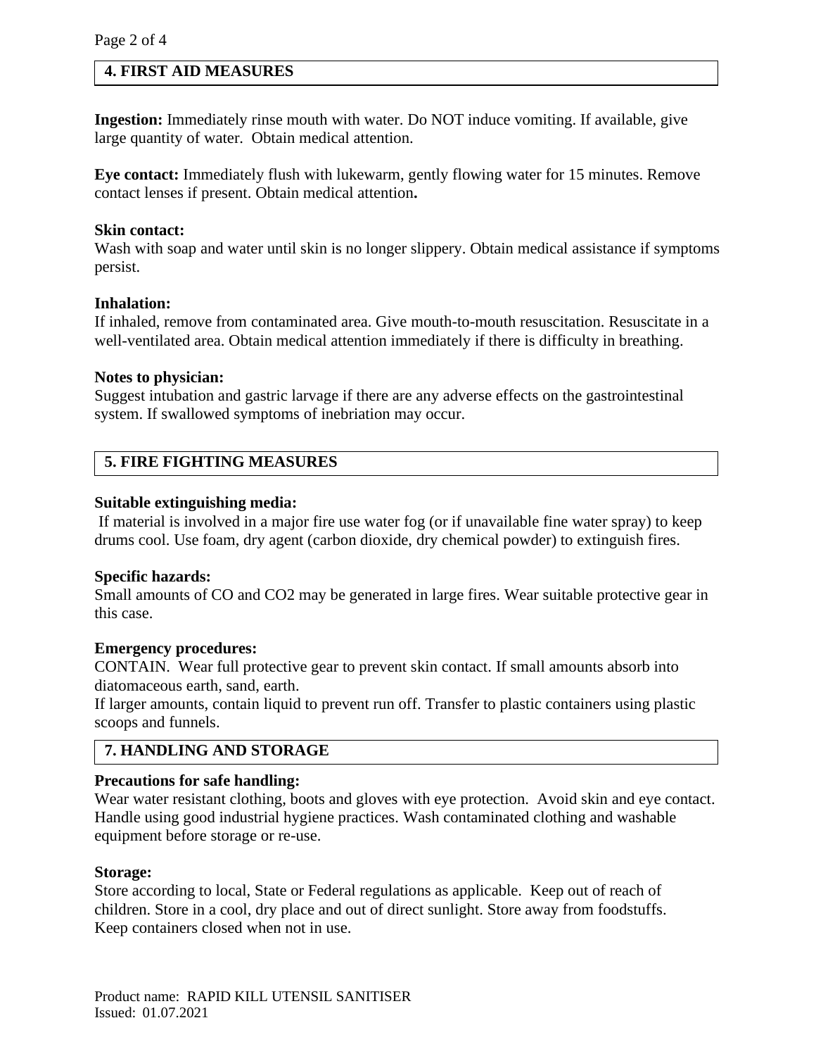## 4. FIRST AID MEASURES

**Ingestion:** Immediately rinse mouth with water. Do NOT induce vomiting. If available, give large quantity of water. Obtain medical attention.

**Eye contact:** Immediately flush with lukewarm, gently flowing water for 15 minutes. Remove contact lenses if present. Obtain medical attention**.**

**Skin contact:**
Wash with soap and water until skin is no longer slippery. Obtain medical assistance if symptoms persist.

**Inhalation:**
If inhaled, remove from contaminated area. Give mouth-to-mouth resuscitation. Resuscitate in a well-ventilated area. Obtain medical attention immediately if there is difficulty in breathing.

**Notes to physician:**
Suggest intubation and gastric larvage if there are any adverse effects on the gastrointestinal system. If swallowed symptoms of inebriation may occur.

## 5. FIRE FIGHTING MEASURES

**Suitable extinguishing media:**
If material is involved in a major fire use water fog (or if unavailable fine water spray) to keep drums cool. Use foam, dry agent (carbon dioxide, dry chemical powder) to extinguish fires.

**Specific hazards:**
Small amounts of CO and $CO_2$ may be generated in large fires. Wear suitable protective gear in this case.

**Emergency procedures:**
CONTAIN. Wear full protective gear to prevent skin contact. If small amounts absorb into diatomaceous earth, sand, earth.
If larger amounts, contain liquid to prevent run off. Transfer to plastic containers using plastic scoops and funnels.

## 7. HANDLING AND STORAGE

**Precautions for safe handling:**
Wear water resistant clothing, boots and gloves with eye protection. Avoid skin and eye contact. Handle using good industrial hygiene practices. Wash contaminated clothing and washable equipment before storage or re-use.

**Storage:**
Store according to local, State or Federal regulations as applicable. Keep out of reach of children. Store in a cool, dry place and out of direct sunlight. Store away from foodstuffs. Keep containers closed when not in use.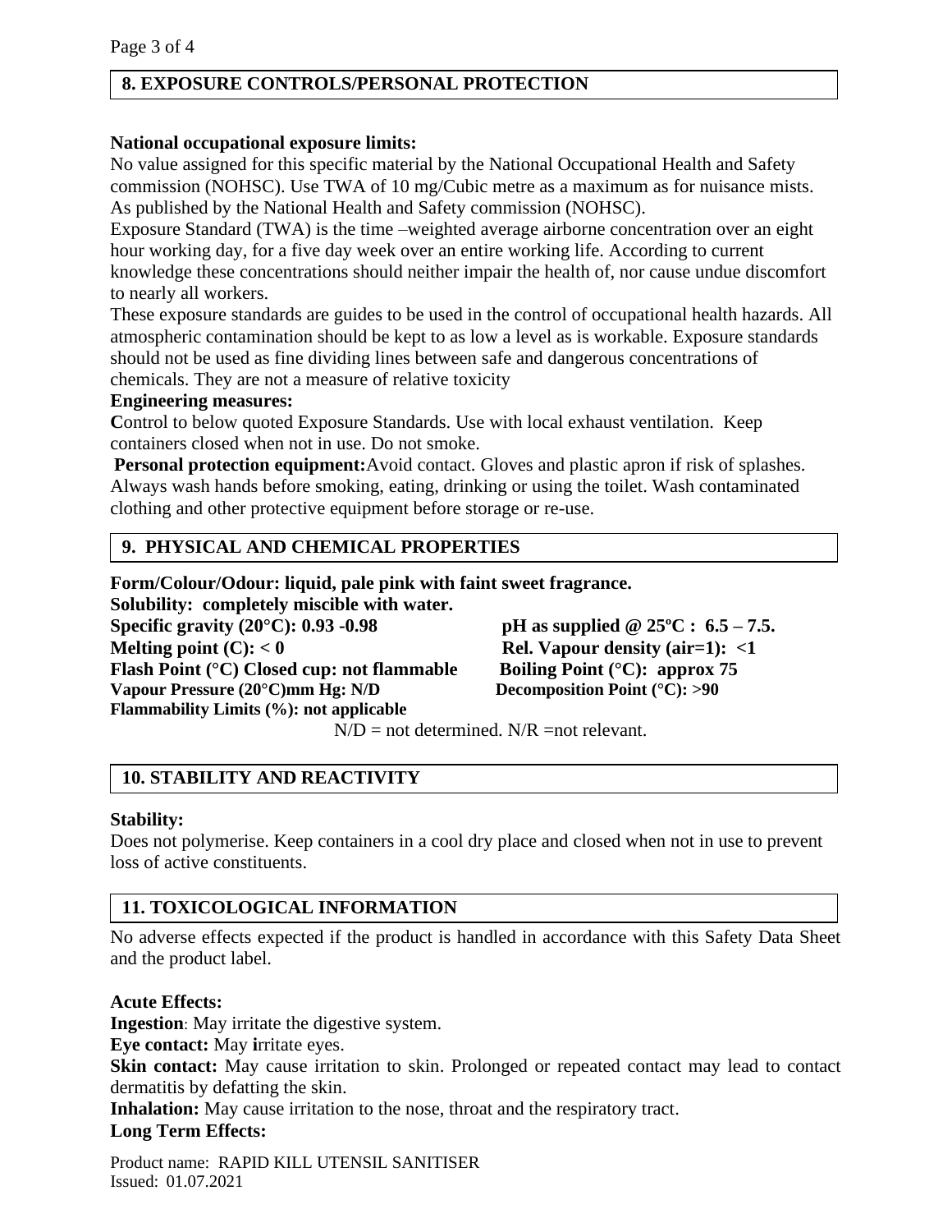## 8. EXPOSURE CONTROLS/PERSONAL PROTECTION

**National occupational exposure limits:**
No value assigned for this specific material by the National Occupational Health and Safety commission (NOHSC). Use TWA of 10 mg/Cubic metre as a maximum as for nuisance mists. As published by the National Health and Safety commission (NOHSC).
Exposure Standard (TWA) is the time –weighted average airborne concentration over an eight hour working day, for a five day week over an entire working life. According to current knowledge these concentrations should neither impair the health of, nor cause undue discomfort to nearly all workers.
These exposure standards are guides to be used in the control of occupational health hazards. All atmospheric contamination should be kept to as low a level as is workable. Exposure standards should not be used as fine dividing lines between safe and dangerous concentrations of chemicals. They are not a measure of relative toxicity

**Engineering measures:**
**C**ontrol to below quoted Exposure Standards. Use with local exhaust ventilation. Keep containers closed when not in use. Do not smoke.

**Personal protection equipment:** Avoid contact. Gloves and plastic apron if risk of splashes. Always wash hands before smoking, eating, drinking or using the toilet. Wash contaminated clothing and other protective equipment before storage or re-use.

## 9. PHYSICAL AND CHEMICAL PROPERTIES

**Form/Colour/Odour: liquid, pale pink with faint sweet fragrance.**
**Solubility: completely miscible with water.**
**Specific gravity (20°C): 0.93 -0.98**
**pH as supplied @ 25ºC : 6.5 – 7.5.**
**Melting point (C): < 0**
**Rel. Vapour density (air=1): <1**
**Flash Point (°C) Closed cup: not flammable**
**Boiling Point (°C): approx 75**
**Vapour Pressure (20°C)mm Hg: N/D**
**Decomposition Point (°C): >90**
**Flammability Limits (%): not applicable**

N/D = not determined. N/R =not relevant.

## 10. STABILITY AND REACTIVITY

**Stability:**
Does not polymerise. Keep containers in a cool dry place and closed when not in use to prevent loss of active constituents.

## 11. TOXICOLOGICAL INFORMATION

No adverse effects expected if the product is handled in accordance with this Safety Data Sheet and the product label.

**Acute Effects:**
**Ingestion**: May irritate the digestive system.
**Eye contact:** May irritate eyes.
**Skin contact:** May cause irritation to skin. Prolonged or repeated contact may lead to contact dermatitis by defatting the skin.
**Inhalation:** May cause irritation to the nose, throat and the respiratory tract.
**Long Term Effects:**

Product name: RAPID KILL UTENSIL SANITISER
Issued: 01.07.2021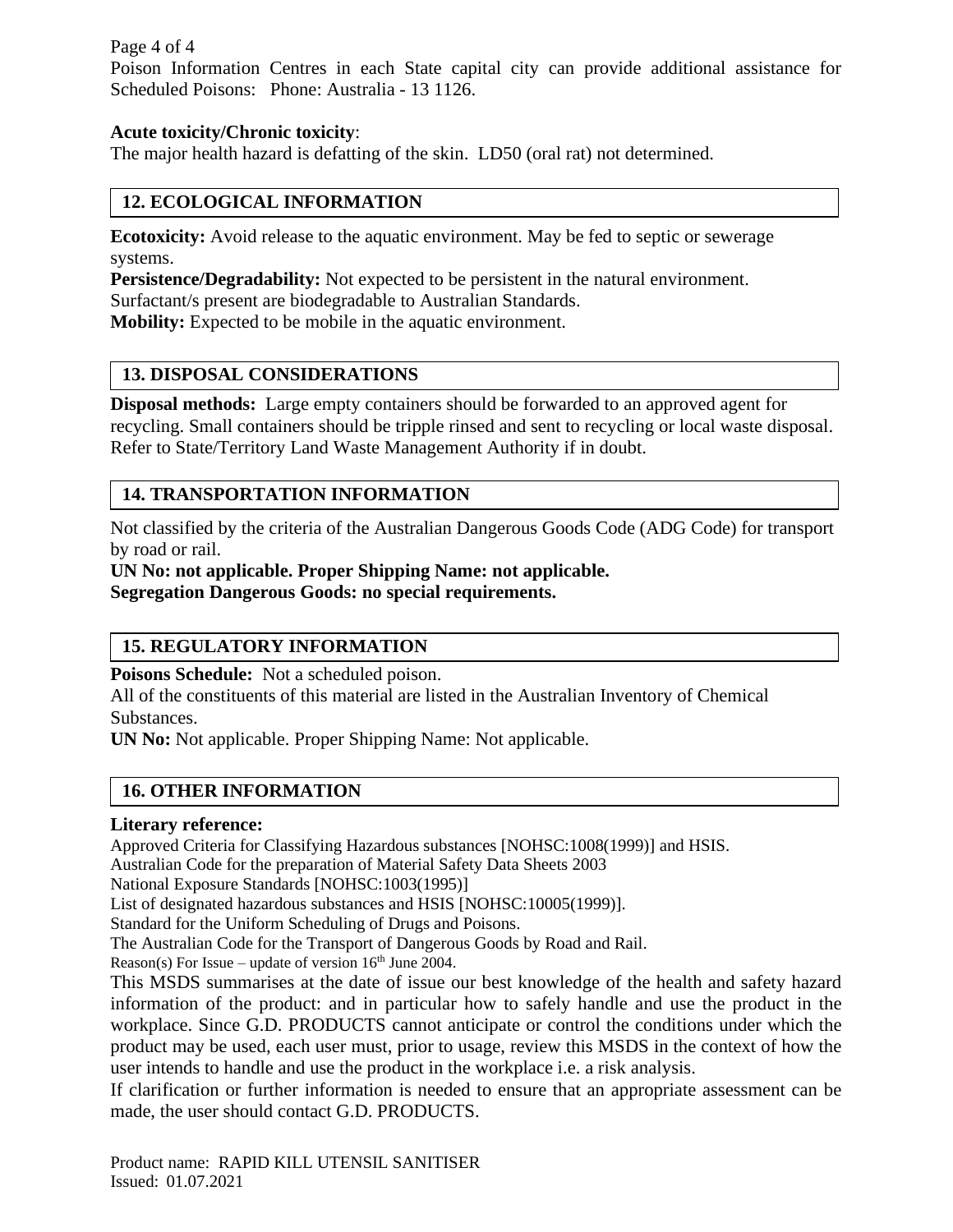Poison Information Centres in each State capital city can provide additional assistance for Scheduled Poisons: Phone: Australia - 13 1126.

**Acute toxicity/Chronic toxicity**:

The major health hazard is defatting of the skin. LD50 (oral rat) not determined.

## 12. ECOLOGICAL INFORMATION

**Ecotoxicity:** Avoid release to the aquatic environment. May be fed to septic or sewerage systems.

**Persistence/Degradability:** Not expected to be persistent in the natural environment. Surfactant/s present are biodegradable to Australian Standards.

**Mobility:** Expected to be mobile in the aquatic environment.

## 13. DISPOSAL CONSIDERATIONS

**Disposal methods:** Large empty containers should be forwarded to an approved agent for recycling. Small containers should be tripple rinsed and sent to recycling or local waste disposal. Refer to State/Territory Land Waste Management Authority if in doubt.

## 14. TRANSPORTATION INFORMATION

Not classified by the criteria of the Australian Dangerous Goods Code (ADG Code) for transport by road or rail.

**UN No: not applicable. Proper Shipping Name: not applicable.**

**Segregation Dangerous Goods: no special requirements.**

## 15. REGULATORY INFORMATION

**Poisons Schedule:** Not a scheduled poison.

All of the constituents of this material are listed in the Australian Inventory of Chemical Substances.

**UN No:** Not applicable. Proper Shipping Name: Not applicable.

## 16. OTHER INFORMATION

**Literary reference:**

Approved Criteria for Classifying Hazardous substances [NOHSC:1008(1999)] and HSIS.

Australian Code for the preparation of Material Safety Data Sheets 2003

National Exposure Standards [NOHSC:1003(1995)]

List of designated hazardous substances and HSIS [NOHSC:10005(1999)].

Standard for the Uniform Scheduling of Drugs and Poisons.

The Australian Code for the Transport of Dangerous Goods by Road and Rail.

Reason(s) For Issue – update of version 16th June 2004.

This MSDS summarises at the date of issue our best knowledge of the health and safety hazard information of the product: and in particular how to safely handle and use the product in the workplace. Since G.D. PRODUCTS cannot anticipate or control the conditions under which the product may be used, each user must, prior to usage, review this MSDS in the context of how the user intends to handle and use the product in the workplace i.e. a risk analysis.

If clarification or further information is needed to ensure that an appropriate assessment can be made, the user should contact G.D. PRODUCTS.